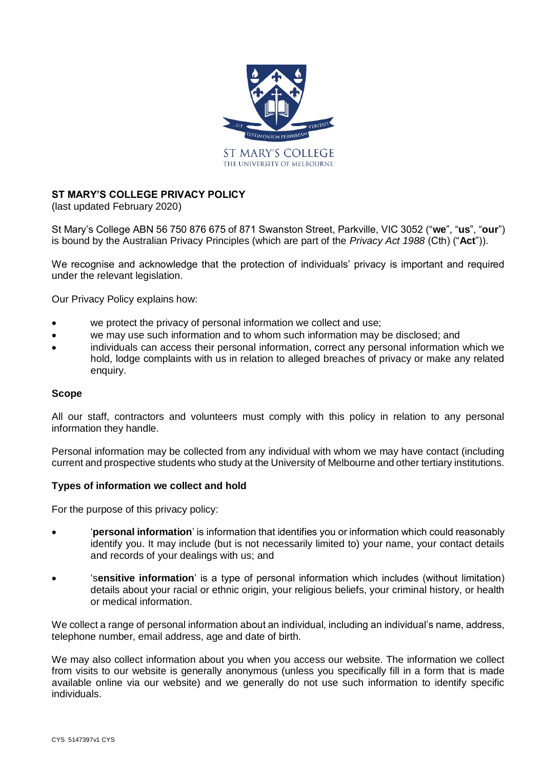ST MARY'S COLLEGE
THE UNIVERSITY OF MELBOURNE

# ST MARY'S COLLEGE PRIVACY POLICY

(last updated February 2020)

St Mary's College ABN 56 750 876 675 of 871 Swanston Street, Parkville, VIC 3052 ("**we**", "**us**", "**our**") is bound by the Australian Privacy Principles (which are part of the *Privacy Act 1988* (Cth) ("**Act**")).

We recognise and acknowledge that the protection of individuals' privacy is important and required under the relevant legislation.

Our Privacy Policy explains how:

- we protect the privacy of personal information we collect and use;
- we may use such information and to whom such information may be disclosed; and
- individuals can access their personal information, correct any personal information which we hold, lodge complaints with us in relation to alleged breaches of privacy or make any related enquiry.

## Scope

All our staff, contractors and volunteers must comply with this policy in relation to any personal information they handle.

Personal information may be collected from any individual with whom we may have contact (including current and prospective students who study at the University of Melbourne and other tertiary institutions.

## Types of information we collect and hold

For the purpose of this privacy policy:

- '**personal information**' is information that identifies you or information which could reasonably identify you. It may include (but is not necessarily limited to) your name, your contact details and records of your dealings with us; and
- 's**ensitive information**' is a type of personal information which includes (without limitation) details about your racial or ethnic origin, your religious beliefs, your criminal history, or health or medical information.

We collect a range of personal information about an individual, including an individual's name, address, telephone number, email address, age and date of birth.

We may also collect information about you when you access our website. The information we collect from visits to our website is generally anonymous (unless you specifically fill in a form that is made available online via our website) and we generally do not use such information to identify specific individuals.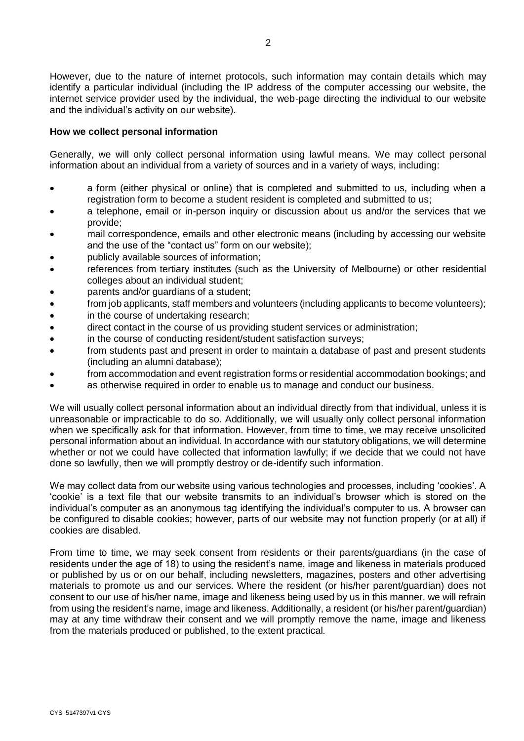However, due to the nature of internet protocols, such information may contain details which may identify a particular individual (including the IP address of the computer accessing our website, the internet service provider used by the individual, the web-page directing the individual to our website and the individual's activity on our website).

**How we collect personal information**

Generally, we will only collect personal information using lawful means. We may collect personal information about an individual from a variety of sources and in a variety of ways, including:

- a form (either physical or online) that is completed and submitted to us, including when a registration form to become a student resident is completed and submitted to us;
- a telephone, email or in-person inquiry or discussion about us and/or the services that we provide;
- mail correspondence, emails and other electronic means (including by accessing our website and the use of the "contact us" form on our website);
- publicly available sources of information;
- references from tertiary institutes (such as the University of Melbourne) or other residential colleges about an individual student;
- parents and/or guardians of a student;
- from job applicants, staff members and volunteers (including applicants to become volunteers);
- in the course of undertaking research;
- direct contact in the course of us providing student services or administration;
- in the course of conducting resident/student satisfaction surveys;
- from students past and present in order to maintain a database of past and present students (including an alumni database);
- from accommodation and event registration forms or residential accommodation bookings; and
- as otherwise required in order to enable us to manage and conduct our business.

We will usually collect personal information about an individual directly from that individual, unless it is unreasonable or impracticable to do so. Additionally, we will usually only collect personal information when we specifically ask for that information. However, from time to time, we may receive unsolicited personal information about an individual. In accordance with our statutory obligations, we will determine whether or not we could have collected that information lawfully; if we decide that we could not have done so lawfully, then we will promptly destroy or de-identify such information.

We may collect data from our website using various technologies and processes, including 'cookies'. A 'cookie' is a text file that our website transmits to an individual's browser which is stored on the individual's computer as an anonymous tag identifying the individual's computer to us. A browser can be configured to disable cookies; however, parts of our website may not function properly (or at all) if cookies are disabled.

From time to time, we may seek consent from residents or their parents/guardians (in the case of residents under the age of 18) to using the resident's name, image and likeness in materials produced or published by us or on our behalf, including newsletters, magazines, posters and other advertising materials to promote us and our services. Where the resident (or his/her parent/guardian) does not consent to our use of his/her name, image and likeness being used by us in this manner, we will refrain from using the resident's name, image and likeness. Additionally, a resident (or his/her parent/guardian) may at any time withdraw their consent and we will promptly remove the name, image and likeness from the materials produced or published, to the extent practical.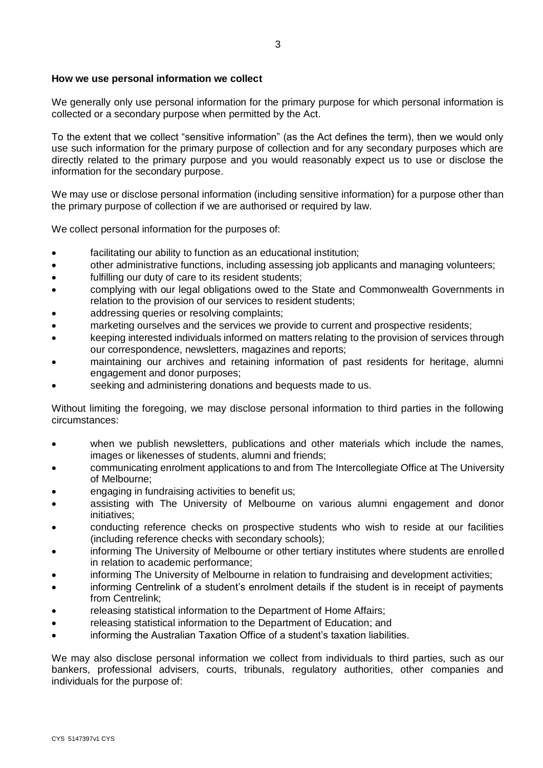**How we use personal information we collect**

We generally only use personal information for the primary purpose for which personal information is collected or a secondary purpose when permitted by the Act.

To the extent that we collect "sensitive information" (as the Act defines the term), then we would only use such information for the primary purpose of collection and for any secondary purposes which are directly related to the primary purpose and you would reasonably expect us to use or disclose the information for the secondary purpose.

We may use or disclose personal information (including sensitive information) for a purpose other than the primary purpose of collection if we are authorised or required by law.

We collect personal information for the purposes of:

- facilitating our ability to function as an educational institution;
- other administrative functions, including assessing job applicants and managing volunteers;
- fulfilling our duty of care to its resident students;
- complying with our legal obligations owed to the State and Commonwealth Governments in relation to the provision of our services to resident students;
- addressing queries or resolving complaints;
- marketing ourselves and the services we provide to current and prospective residents;
- keeping interested individuals informed on matters relating to the provision of services through our correspondence, newsletters, magazines and reports;
- maintaining our archives and retaining information of past residents for heritage, alumni engagement and donor purposes;
- seeking and administering donations and bequests made to us.

Without limiting the foregoing, we may disclose personal information to third parties in the following circumstances:

- when we publish newsletters, publications and other materials which include the names, images or likenesses of students, alumni and friends;
- communicating enrolment applications to and from The Intercollegiate Office at The University of Melbourne;
- engaging in fundraising activities to benefit us;
- assisting with The University of Melbourne on various alumni engagement and donor initiatives;
- conducting reference checks on prospective students who wish to reside at our facilities (including reference checks with secondary schools);
- informing The University of Melbourne or other tertiary institutes where students are enrolled in relation to academic performance;
- informing The University of Melbourne in relation to fundraising and development activities;
- informing Centrelink of a student's enrolment details if the student is in receipt of payments from Centrelink;
- releasing statistical information to the Department of Home Affairs;
- releasing statistical information to the Department of Education; and
- informing the Australian Taxation Office of a student's taxation liabilities.

We may also disclose personal information we collect from individuals to third parties, such as our bankers, professional advisers, courts, tribunals, regulatory authorities, other companies and individuals for the purpose of: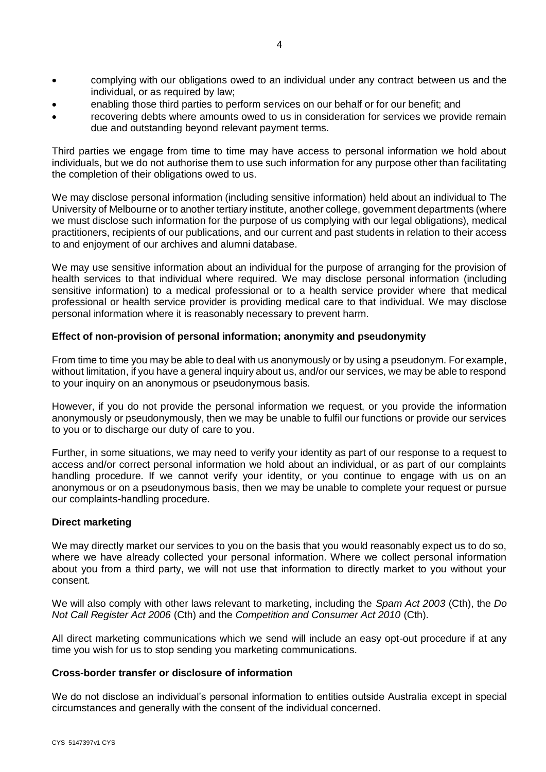- complying with our obligations owed to an individual under any contract between us and the individual, or as required by law;
- enabling those third parties to perform services on our behalf or for our benefit; and
- recovering debts where amounts owed to us in consideration for services we provide remain due and outstanding beyond relevant payment terms.

Third parties we engage from time to time may have access to personal information we hold about individuals, but we do not authorise them to use such information for any purpose other than facilitating the completion of their obligations owed to us.

We may disclose personal information (including sensitive information) held about an individual to The University of Melbourne or to another tertiary institute, another college, government departments (where we must disclose such information for the purpose of us complying with our legal obligations), medical practitioners, recipients of our publications, and our current and past students in relation to their access to and enjoyment of our archives and alumni database.

We may use sensitive information about an individual for the purpose of arranging for the provision of health services to that individual where required. We may disclose personal information (including sensitive information) to a medical professional or to a health service provider where that medical professional or health service provider is providing medical care to that individual. We may disclose personal information where it is reasonably necessary to prevent harm.

**Effect of non-provision of personal information; anonymity and pseudonymity**

From time to time you may be able to deal with us anonymously or by using a pseudonym. For example, without limitation, if you have a general inquiry about us, and/or our services, we may be able to respond to your inquiry on an anonymous or pseudonymous basis.

However, if you do not provide the personal information we request, or you provide the information anonymously or pseudonymously, then we may be unable to fulfil our functions or provide our services to you or to discharge our duty of care to you.

Further, in some situations, we may need to verify your identity as part of our response to a request to access and/or correct personal information we hold about an individual, or as part of our complaints handling procedure. If we cannot verify your identity, or you continue to engage with us on an anonymous or on a pseudonymous basis, then we may be unable to complete your request or pursue our complaints-handling procedure.

**Direct marketing**

We may directly market our services to you on the basis that you would reasonably expect us to do so, where we have already collected your personal information. Where we collect personal information about you from a third party, we will not use that information to directly market to you without your consent.

We will also comply with other laws relevant to marketing, including the *Spam Act 2003* (Cth), the *Do Not Call Register Act 2006* (Cth) and the *Competition and Consumer Act 2010* (Cth).

All direct marketing communications which we send will include an easy opt-out procedure if at any time you wish for us to stop sending you marketing communications.

**Cross-border transfer or disclosure of information**

We do not disclose an individual's personal information to entities outside Australia except in special circumstances and generally with the consent of the individual concerned.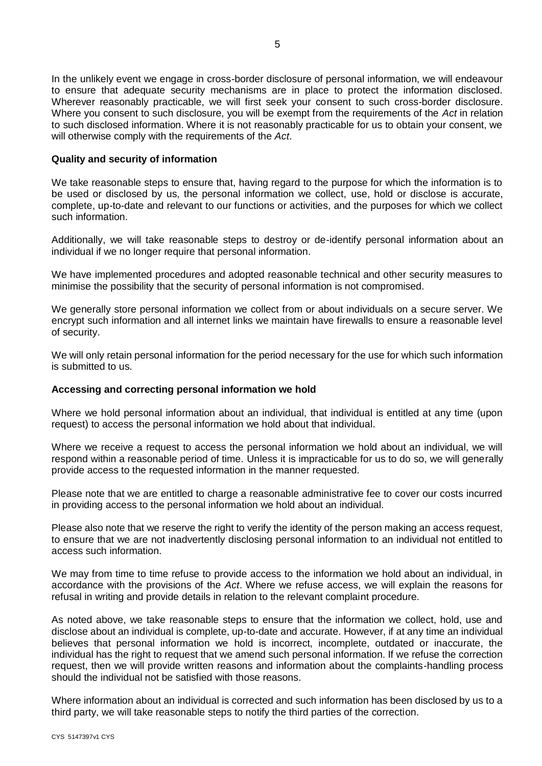In the unlikely event we engage in cross-border disclosure of personal information, we will endeavour to ensure that adequate security mechanisms are in place to protect the information disclosed. Wherever reasonably practicable, we will first seek your consent to such cross-border disclosure. Where you consent to such disclosure, you will be exempt from the requirements of the *Act* in relation to such disclosed information. Where it is not reasonably practicable for us to obtain your consent, we will otherwise comply with the requirements of the *Act*.

**Quality and security of information**

We take reasonable steps to ensure that, having regard to the purpose for which the information is to be used or disclosed by us, the personal information we collect, use, hold or disclose is accurate, complete, up-to-date and relevant to our functions or activities, and the purposes for which we collect such information.

Additionally, we will take reasonable steps to destroy or de-identify personal information about an individual if we no longer require that personal information.

We have implemented procedures and adopted reasonable technical and other security measures to minimise the possibility that the security of personal information is not compromised.

We generally store personal information we collect from or about individuals on a secure server. We encrypt such information and all internet links we maintain have firewalls to ensure a reasonable level of security.

We will only retain personal information for the period necessary for the use for which such information is submitted to us.

**Accessing and correcting personal information we hold**

Where we hold personal information about an individual, that individual is entitled at any time (upon request) to access the personal information we hold about that individual.

Where we receive a request to access the personal information we hold about an individual, we will respond within a reasonable period of time. Unless it is impracticable for us to do so, we will generally provide access to the requested information in the manner requested.

Please note that we are entitled to charge a reasonable administrative fee to cover our costs incurred in providing access to the personal information we hold about an individual.

Please also note that we reserve the right to verify the identity of the person making an access request, to ensure that we are not inadvertently disclosing personal information to an individual not entitled to access such information.

We may from time to time refuse to provide access to the information we hold about an individual, in accordance with the provisions of the *Act*. Where we refuse access, we will explain the reasons for refusal in writing and provide details in relation to the relevant complaint procedure.

As noted above, we take reasonable steps to ensure that the information we collect, hold, use and disclose about an individual is complete, up-to-date and accurate. However, if at any time an individual believes that personal information we hold is incorrect, incomplete, outdated or inaccurate, the individual has the right to request that we amend such personal information. If we refuse the correction request, then we will provide written reasons and information about the complaints-handling process should the individual not be satisfied with those reasons.

Where information about an individual is corrected and such information has been disclosed by us to a third party, we will take reasonable steps to notify the third parties of the correction.

CYS 5147397v1 CYS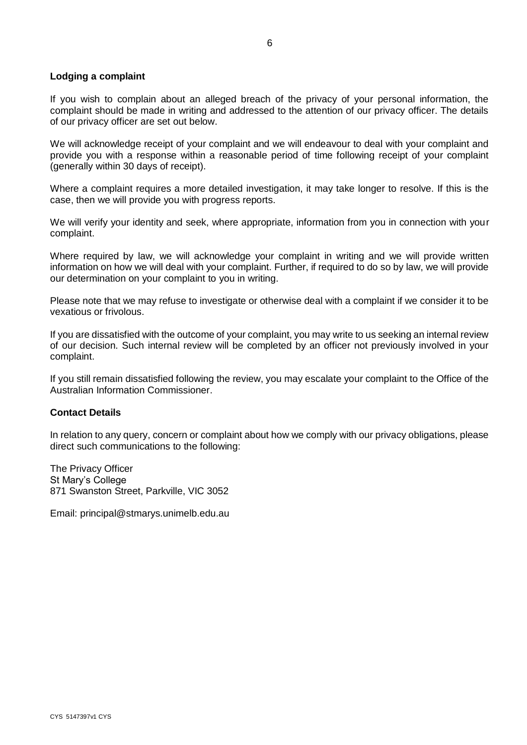**Lodging a complaint**

If you wish to complain about an alleged breach of the privacy of your personal information, the complaint should be made in writing and addressed to the attention of our privacy officer. The details of our privacy officer are set out below.

We will acknowledge receipt of your complaint and we will endeavour to deal with your complaint and provide you with a response within a reasonable period of time following receipt of your complaint (generally within 30 days of receipt).

Where a complaint requires a more detailed investigation, it may take longer to resolve. If this is the case, then we will provide you with progress reports.

We will verify your identity and seek, where appropriate, information from you in connection with your complaint.

Where required by law, we will acknowledge your complaint in writing and we will provide written information on how we will deal with your complaint. Further, if required to do so by law, we will provide our determination on your complaint to you in writing.

Please note that we may refuse to investigate or otherwise deal with a complaint if we consider it to be vexatious or frivolous.

If you are dissatisfied with the outcome of your complaint, you may write to us seeking an internal review of our decision. Such internal review will be completed by an officer not previously involved in your complaint.

If you still remain dissatisfied following the review, you may escalate your complaint to the Office of the Australian Information Commissioner.

**Contact Details**

In relation to any query, concern or complaint about how we comply with our privacy obligations, please direct such communications to the following:

The Privacy Officer
St Mary's College
871 Swanston Street, Parkville, VIC 3052

Email: principal@stmarys.unimelb.edu.au

CYS 5147397v1 CYS